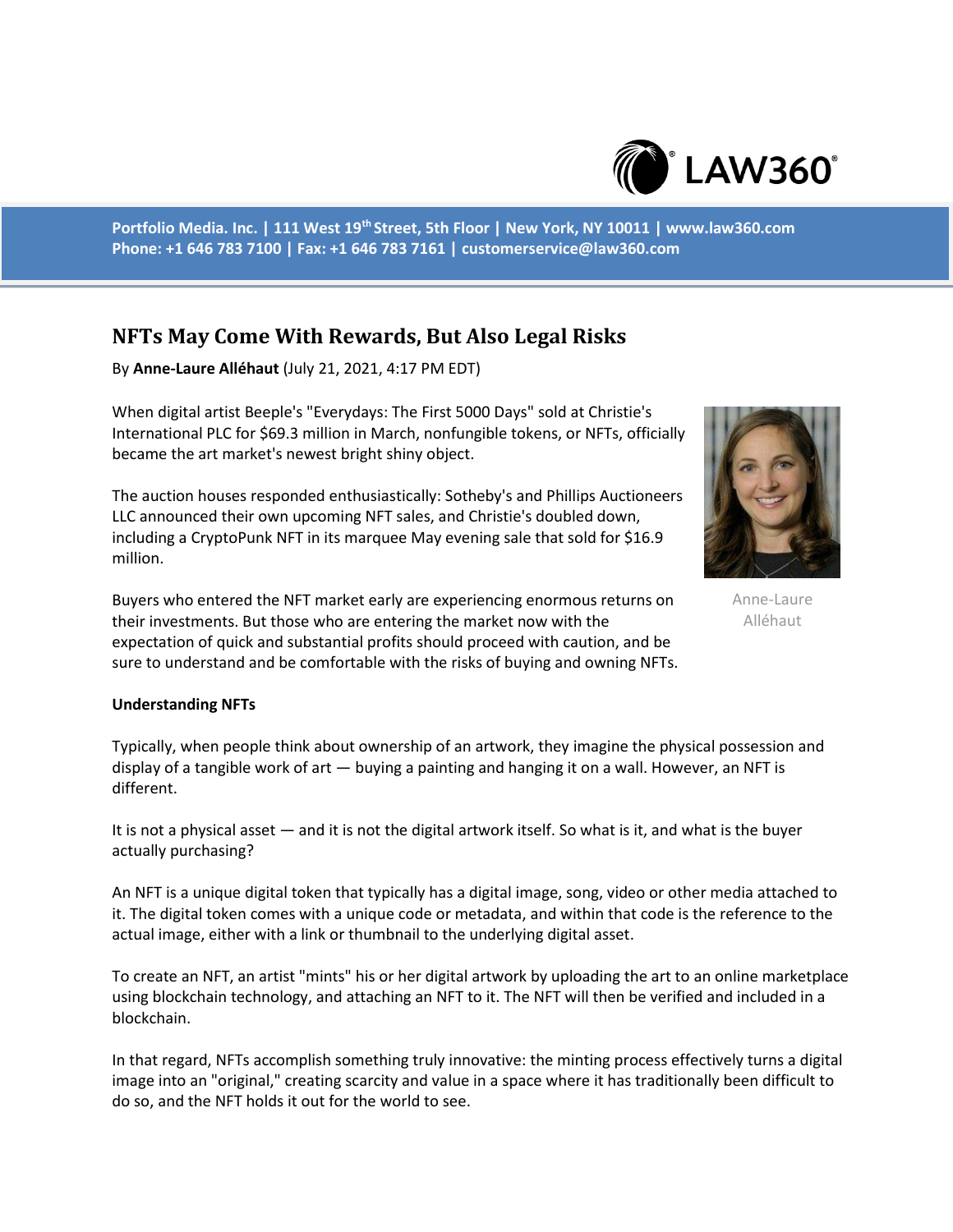Portfolio Media. Inc. | 111 West 19th Street, 5th Floor | New York, NY 10011 | www.law360.com
Phone: +1 646 783 7100 | Fax: +1 646 783 7161 | customerservice@law360.com

# NFTs May Come With Rewards, But Also Legal Risks

By **Anne-Laure Alléhaut** (July 21, 2021, 4:17 PM EDT)

When digital artist Beeple's "Everydays: The First 5000 Days" sold at Christie's International PLC for $69.3 million in March, nonfungible tokens, or NFTs, officially became the art market's newest bright shiny object.

The auction houses responded enthusiastically: Sotheby's and Phillips Auctioneers LLC announced their own upcoming NFT sales, and Christie's doubled down, including a CryptoPunk NFT in its marquee May evening sale that sold for $16.9 million.

Buyers who entered the NFT market early are experiencing enormous returns on their investments. But those who are entering the market now with the expectation of quick and substantial profits should proceed with caution, and be sure to understand and be comfortable with the risks of buying and owning NFTs.

Anne-Laure Alléhaut

**Understanding NFTs**

Typically, when people think about ownership of an artwork, they imagine the physical possession and display of a tangible work of art — buying a painting and hanging it on a wall. However, an NFT is different.

It is not a physical asset — and it is not the digital artwork itself. So what is it, and what is the buyer actually purchasing?

An NFT is a unique digital token that typically has a digital image, song, video or other media attached to it. The digital token comes with a unique code or metadata, and within that code is the reference to the actual image, either with a link or thumbnail to the underlying digital asset.

To create an NFT, an artist "mints" his or her digital artwork by uploading the art to an online marketplace using blockchain technology, and attaching an NFT to it. The NFT will then be verified and included in a blockchain.

In that regard, NFTs accomplish something truly innovative: the minting process effectively turns a digital image into an "original," creating scarcity and value in a space where it has traditionally been difficult to do so, and the NFT holds it out for the world to see.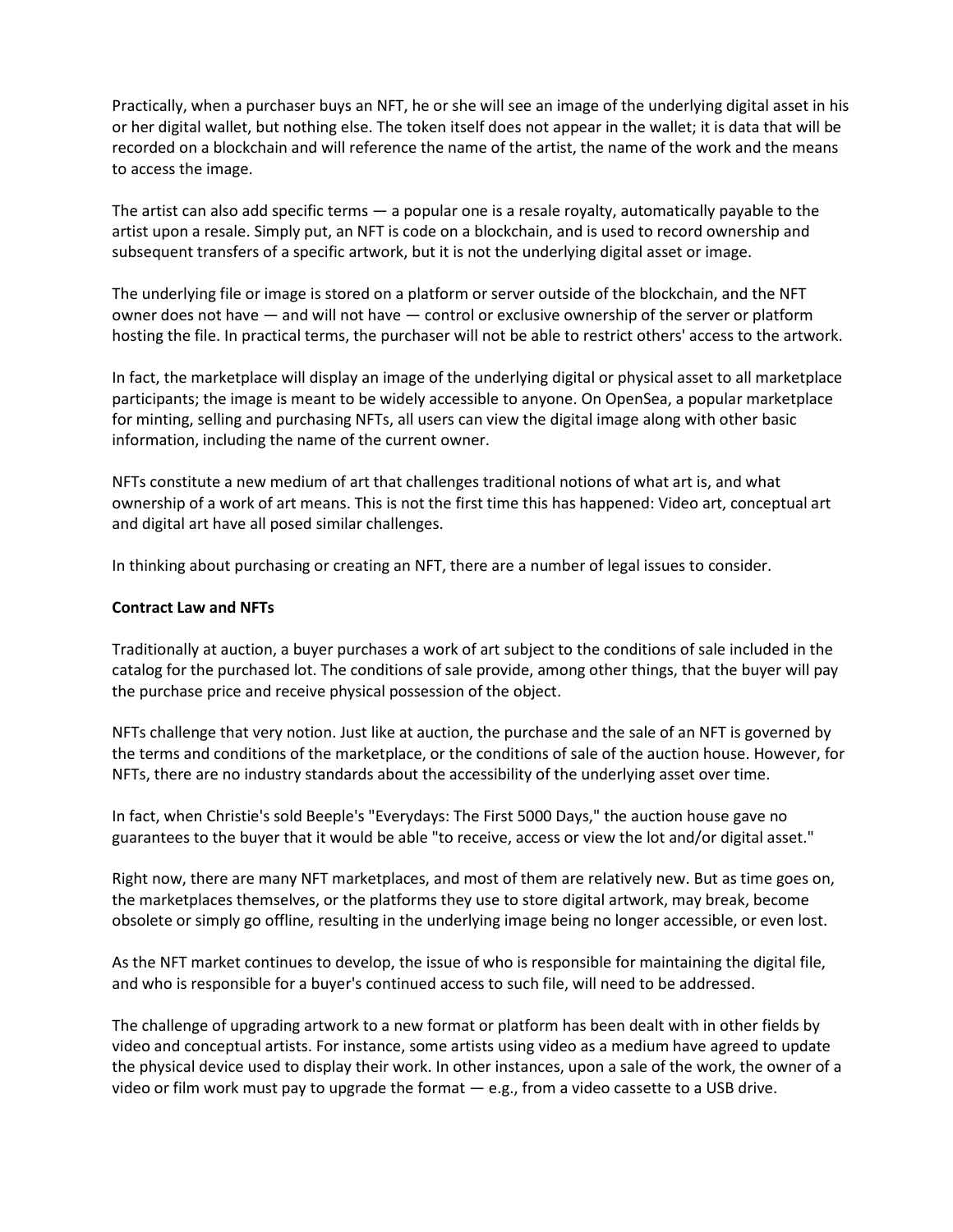Practically, when a purchaser buys an NFT, he or she will see an image of the underlying digital asset in his or her digital wallet, but nothing else. The token itself does not appear in the wallet; it is data that will be recorded on a blockchain and will reference the name of the artist, the name of the work and the means to access the image.

The artist can also add specific terms — a popular one is a resale royalty, automatically payable to the artist upon a resale. Simply put, an NFT is code on a blockchain, and is used to record ownership and subsequent transfers of a specific artwork, but it is not the underlying digital asset or image.

The underlying file or image is stored on a platform or server outside of the blockchain, and the NFT owner does not have — and will not have — control or exclusive ownership of the server or platform hosting the file. In practical terms, the purchaser will not be able to restrict others' access to the artwork.

In fact, the marketplace will display an image of the underlying digital or physical asset to all marketplace participants; the image is meant to be widely accessible to anyone. On OpenSea, a popular marketplace for minting, selling and purchasing NFTs, all users can view the digital image along with other basic information, including the name of the current owner.

NFTs constitute a new medium of art that challenges traditional notions of what art is, and what ownership of a work of art means. This is not the first time this has happened: Video art, conceptual art and digital art have all posed similar challenges.

In thinking about purchasing or creating an NFT, there are a number of legal issues to consider.

**Contract Law and NFTs**

Traditionally at auction, a buyer purchases a work of art subject to the conditions of sale included in the catalog for the purchased lot. The conditions of sale provide, among other things, that the buyer will pay the purchase price and receive physical possession of the object.

NFTs challenge that very notion. Just like at auction, the purchase and the sale of an NFT is governed by the terms and conditions of the marketplace, or the conditions of sale of the auction house. However, for NFTs, there are no industry standards about the accessibility of the underlying asset over time.

In fact, when Christie's sold Beeple's "Everydays: The First 5000 Days," the auction house gave no guarantees to the buyer that it would be able "to receive, access or view the lot and/or digital asset."

Right now, there are many NFT marketplaces, and most of them are relatively new. But as time goes on, the marketplaces themselves, or the platforms they use to store digital artwork, may break, become obsolete or simply go offline, resulting in the underlying image being no longer accessible, or even lost.

As the NFT market continues to develop, the issue of who is responsible for maintaining the digital file, and who is responsible for a buyer's continued access to such file, will need to be addressed.

The challenge of upgrading artwork to a new format or platform has been dealt with in other fields by video and conceptual artists. For instance, some artists using video as a medium have agreed to update the physical device used to display their work. In other instances, upon a sale of the work, the owner of a video or film work must pay to upgrade the format — e.g., from a video cassette to a USB drive.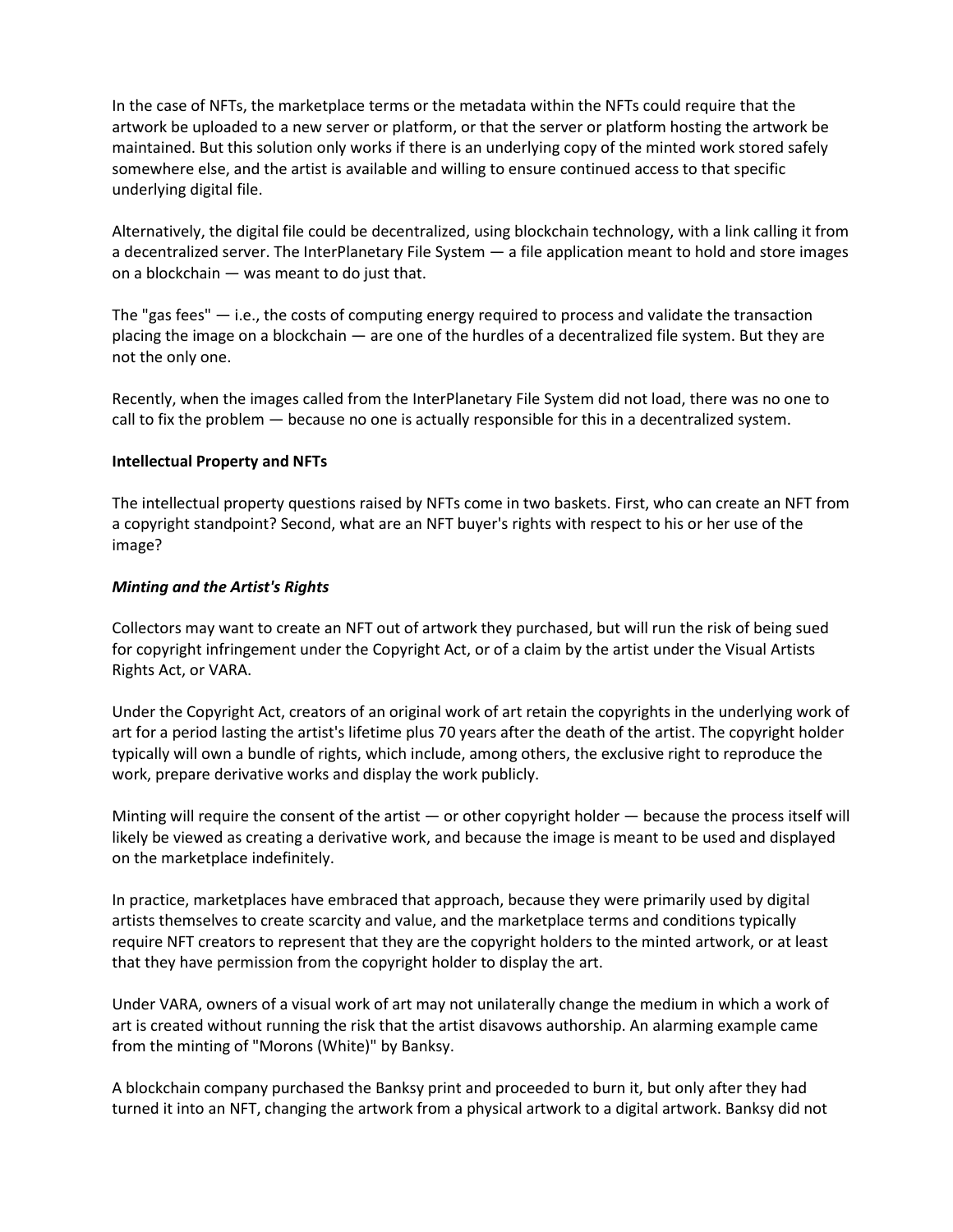In the case of NFTs, the marketplace terms or the metadata within the NFTs could require that the artwork be uploaded to a new server or platform, or that the server or platform hosting the artwork be maintained. But this solution only works if there is an underlying copy of the minted work stored safely somewhere else, and the artist is available and willing to ensure continued access to that specific underlying digital file.

Alternatively, the digital file could be decentralized, using blockchain technology, with a link calling it from a decentralized server. The InterPlanetary File System — a file application meant to hold and store images on a blockchain — was meant to do just that.

The "gas fees" — i.e., the costs of computing energy required to process and validate the transaction placing the image on a blockchain — are one of the hurdles of a decentralized file system. But they are not the only one.

Recently, when the images called from the InterPlanetary File System did not load, there was no one to call to fix the problem — because no one is actually responsible for this in a decentralized system.

**Intellectual Property and NFTs**

The intellectual property questions raised by NFTs come in two baskets. First, who can create an NFT from a copyright standpoint? Second, what are an NFT buyer's rights with respect to his or her use of the image?

***Minting and the Artist's Rights***

Collectors may want to create an NFT out of artwork they purchased, but will run the risk of being sued for copyright infringement under the Copyright Act, or of a claim by the artist under the Visual Artists Rights Act, or VARA.

Under the Copyright Act, creators of an original work of art retain the copyrights in the underlying work of art for a period lasting the artist's lifetime plus 70 years after the death of the artist. The copyright holder typically will own a bundle of rights, which include, among others, the exclusive right to reproduce the work, prepare derivative works and display the work publicly.

Minting will require the consent of the artist — or other copyright holder — because the process itself will likely be viewed as creating a derivative work, and because the image is meant to be used and displayed on the marketplace indefinitely.

In practice, marketplaces have embraced that approach, because they were primarily used by digital artists themselves to create scarcity and value, and the marketplace terms and conditions typically require NFT creators to represent that they are the copyright holders to the minted artwork, or at least that they have permission from the copyright holder to display the art.

Under VARA, owners of a visual work of art may not unilaterally change the medium in which a work of art is created without running the risk that the artist disavows authorship. An alarming example came from the minting of "Morons (White)" by Banksy.

A blockchain company purchased the Banksy print and proceeded to burn it, but only after they had turned it into an NFT, changing the artwork from a physical artwork to a digital artwork. Banksy did not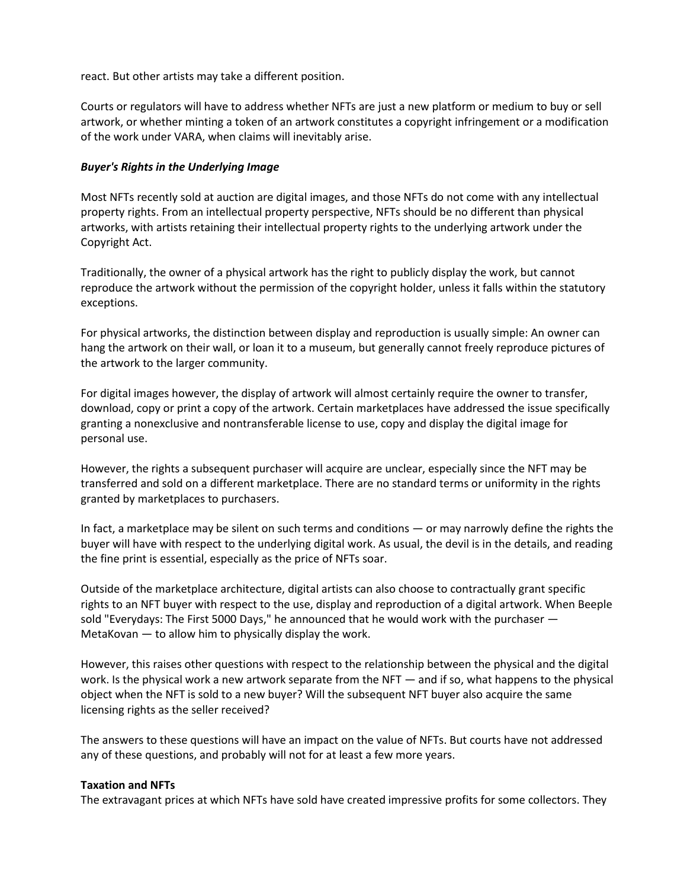react. But other artists may take a different position.

Courts or regulators will have to address whether NFTs are just a new platform or medium to buy or sell artwork, or whether minting a token of an artwork constitutes a copyright infringement or a modification of the work under VARA, when claims will inevitably arise.

### *Buyer's Rights in the Underlying Image*

Most NFTs recently sold at auction are digital images, and those NFTs do not come with any intellectual property rights. From an intellectual property perspective, NFTs should be no different than physical artworks, with artists retaining their intellectual property rights to the underlying artwork under the Copyright Act.

Traditionally, the owner of a physical artwork has the right to publicly display the work, but cannot reproduce the artwork without the permission of the copyright holder, unless it falls within the statutory exceptions.

For physical artworks, the distinction between display and reproduction is usually simple: An owner can hang the artwork on their wall, or loan it to a museum, but generally cannot freely reproduce pictures of the artwork to the larger community.

For digital images however, the display of artwork will almost certainly require the owner to transfer, download, copy or print a copy of the artwork. Certain marketplaces have addressed the issue specifically granting a nonexclusive and nontransferable license to use, copy and display the digital image for personal use.

However, the rights a subsequent purchaser will acquire are unclear, especially since the NFT may be transferred and sold on a different marketplace. There are no standard terms or uniformity in the rights granted by marketplaces to purchasers.

In fact, a marketplace may be silent on such terms and conditions — or may narrowly define the rights the buyer will have with respect to the underlying digital work. As usual, the devil is in the details, and reading the fine print is essential, especially as the price of NFTs soar.

Outside of the marketplace architecture, digital artists can also choose to contractually grant specific rights to an NFT buyer with respect to the use, display and reproduction of a digital artwork. When Beeple sold "Everydays: The First 5000 Days," he announced that he would work with the purchaser — MetaKovan — to allow him to physically display the work.

However, this raises other questions with respect to the relationship between the physical and the digital work. Is the physical work a new artwork separate from the NFT — and if so, what happens to the physical object when the NFT is sold to a new buyer? Will the subsequent NFT buyer also acquire the same licensing rights as the seller received?

The answers to these questions will have an impact on the value of NFTs. But courts have not addressed any of these questions, and probably will not for at least a few more years.

### **Taxation and NFTs**

The extravagant prices at which NFTs have sold have created impressive profits for some collectors. They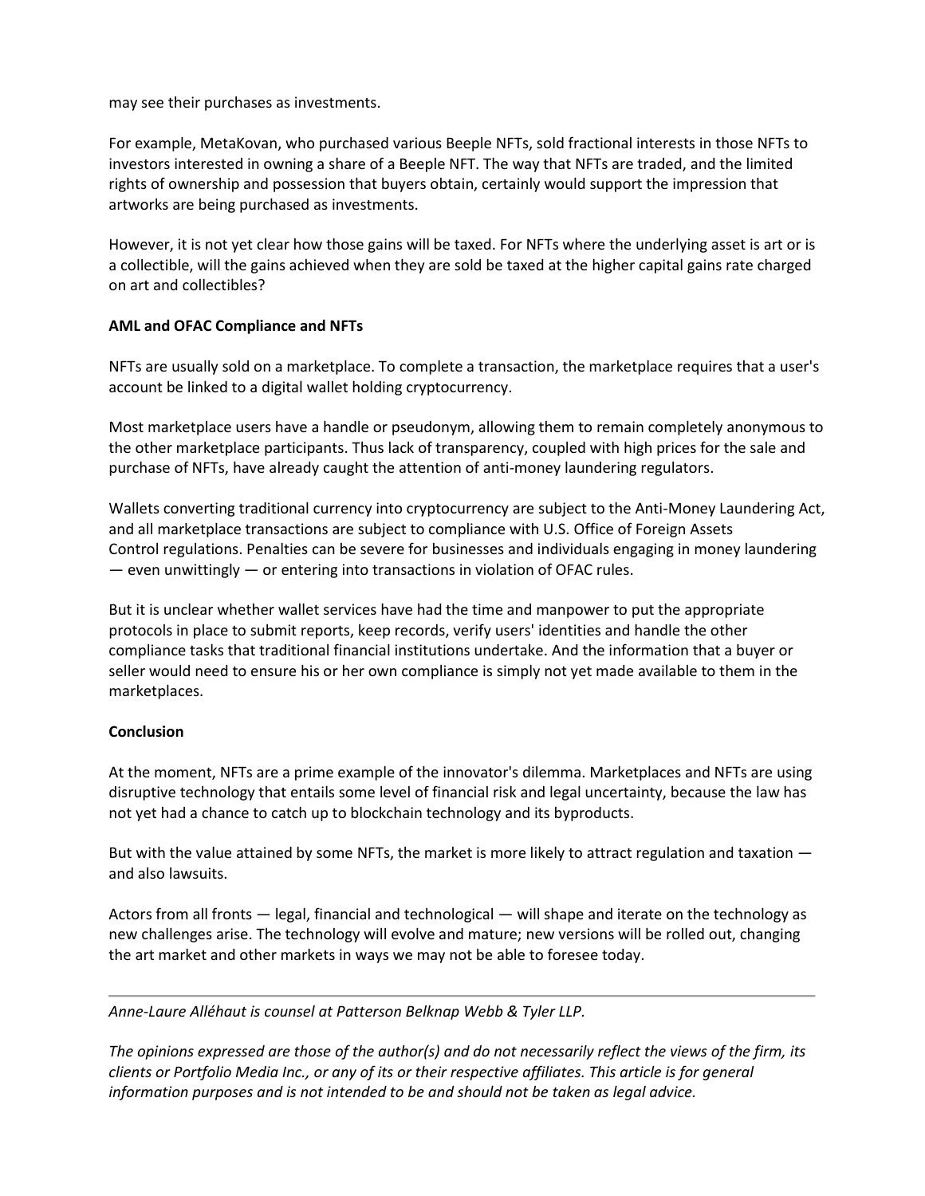may see their purchases as investments.

For example, MetaKovan, who purchased various Beeple NFTs, sold fractional interests in those NFTs to investors interested in owning a share of a Beeple NFT. The way that NFTs are traded, and the limited rights of ownership and possession that buyers obtain, certainly would support the impression that artworks are being purchased as investments.

However, it is not yet clear how those gains will be taxed. For NFTs where the underlying asset is art or is a collectible, will the gains achieved when they are sold be taxed at the higher capital gains rate charged on art and collectibles?

**AML and OFAC Compliance and NFTs**

NFTs are usually sold on a marketplace. To complete a transaction, the marketplace requires that a user's account be linked to a digital wallet holding cryptocurrency.

Most marketplace users have a handle or pseudonym, allowing them to remain completely anonymous to the other marketplace participants. Thus lack of transparency, coupled with high prices for the sale and purchase of NFTs, have already caught the attention of anti-money laundering regulators.

Wallets converting traditional currency into cryptocurrency are subject to the Anti-Money Laundering Act, and all marketplace transactions are subject to compliance with U.S. Office of Foreign Assets Control regulations. Penalties can be severe for businesses and individuals engaging in money laundering — even unwittingly — or entering into transactions in violation of OFAC rules.

But it is unclear whether wallet services have had the time and manpower to put the appropriate protocols in place to submit reports, keep records, verify users' identities and handle the other compliance tasks that traditional financial institutions undertake. And the information that a buyer or seller would need to ensure his or her own compliance is simply not yet made available to them in the marketplaces.

**Conclusion**

At the moment, NFTs are a prime example of the innovator's dilemma. Marketplaces and NFTs are using disruptive technology that entails some level of financial risk and legal uncertainty, because the law has not yet had a chance to catch up to blockchain technology and its byproducts.

But with the value attained by some NFTs, the market is more likely to attract regulation and taxation — and also lawsuits.

Actors from all fronts — legal, financial and technological — will shape and iterate on the technology as new challenges arise. The technology will evolve and mature; new versions will be rolled out, changing the art market and other markets in ways we may not be able to foresee today.

---

*Anne-Laure Alléhaut is counsel at Patterson Belknap Webb & Tyler LLP.*

*The opinions expressed are those of the author(s) and do not necessarily reflect the views of the firm, its clients or Portfolio Media Inc., or any of its or their respective affiliates. This article is for general information purposes and is not intended to be and should not be taken as legal advice.*